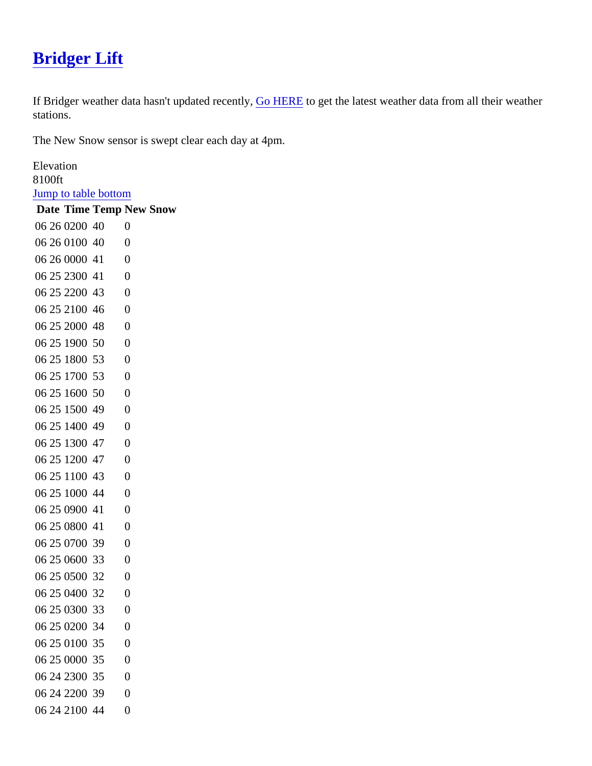# Bridger Lift

If Bridger weather data hasn't updated recently, Go HERE to get the latest weather data from all their weather stations.

The New Snow sensor is swept clear each day at 4pm.

Elevation
8100ft
Jump to table bottom

| Date | Time | Temp | New Snow |
|---|---|---|---|
| 06 26 | 0200 | 40 | 0 |
| 06 26 | 0100 | 40 | 0 |
| 06 26 | 0000 | 41 | 0 |
| 06 25 | 2300 | 41 | 0 |
| 06 25 | 2200 | 43 | 0 |
| 06 25 | 2100 | 46 | 0 |
| 06 25 | 2000 | 48 | 0 |
| 06 25 | 1900 | 50 | 0 |
| 06 25 | 1800 | 53 | 0 |
| 06 25 | 1700 | 53 | 0 |
| 06 25 | 1600 | 50 | 0 |
| 06 25 | 1500 | 49 | 0 |
| 06 25 | 1400 | 49 | 0 |
| 06 25 | 1300 | 47 | 0 |
| 06 25 | 1200 | 47 | 0 |
| 06 25 | 1100 | 43 | 0 |
| 06 25 | 1000 | 44 | 0 |
| 06 25 | 0900 | 41 | 0 |
| 06 25 | 0800 | 41 | 0 |
| 06 25 | 0700 | 39 | 0 |
| 06 25 | 0600 | 33 | 0 |
| 06 25 | 0500 | 32 | 0 |
| 06 25 | 0400 | 32 | 0 |
| 06 25 | 0300 | 33 | 0 |
| 06 25 | 0200 | 34 | 0 |
| 06 25 | 0100 | 35 | 0 |
| 06 25 | 0000 | 35 | 0 |
| 06 24 | 2300 | 35 | 0 |
| 06 24 | 2200 | 39 | 0 |
| 06 24 | 2100 | 44 | 0 |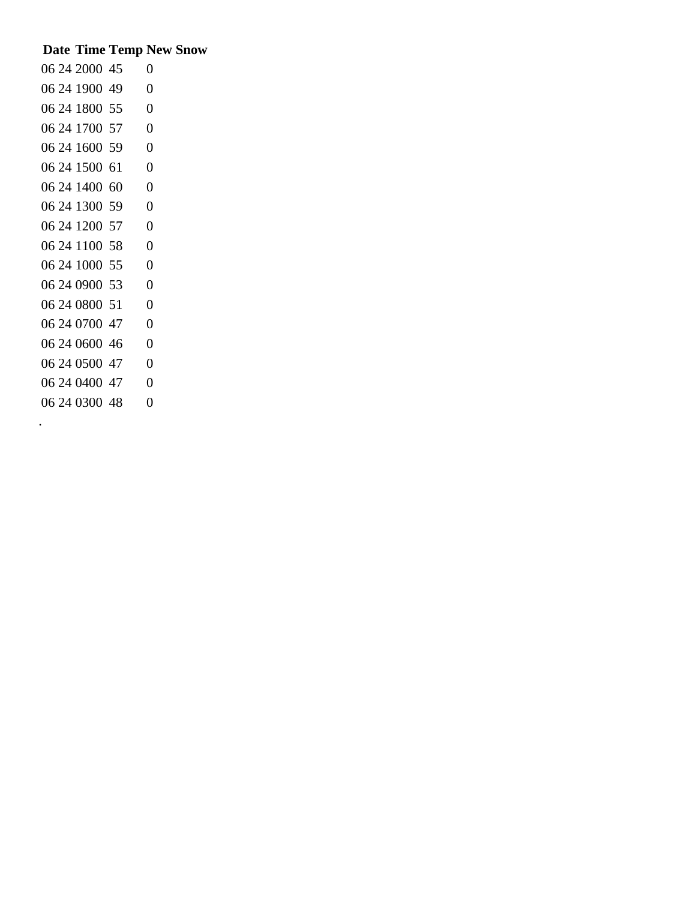| Date | Time | Temp | New Snow |
|---|---|---|---|
| 06 24 | 2000 | 45 | 0 |
| 06 24 | 1900 | 49 | 0 |
| 06 24 | 1800 | 55 | 0 |
| 06 24 | 1700 | 57 | 0 |
| 06 24 | 1600 | 59 | 0 |
| 06 24 | 1500 | 61 | 0 |
| 06 24 | 1400 | 60 | 0 |
| 06 24 | 1300 | 59 | 0 |
| 06 24 | 1200 | 57 | 0 |
| 06 24 | 1100 | 58 | 0 |
| 06 24 | 1000 | 55 | 0 |
| 06 24 | 0900 | 53 | 0 |
| 06 24 | 0800 | 51 | 0 |
| 06 24 | 0700 | 47 | 0 |
| 06 24 | 0600 | 46 | 0 |
| 06 24 | 0500 | 47 | 0 |
| 06 24 | 0400 | 47 | 0 |
| 06 24 | 0300 | 48 | 0 |

.